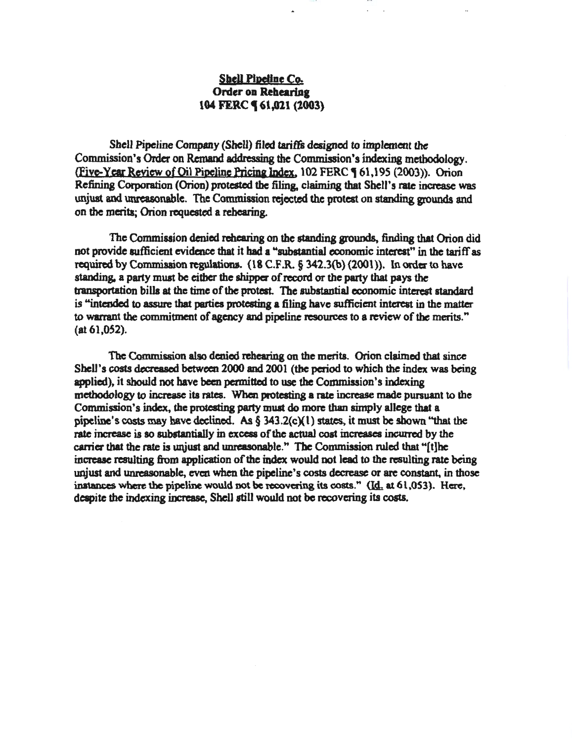**Shell Pipeline Co.**
**Order on Rehearing**
**104 FERC ¶ 61,021 (2003)**

Shell Pipeline Company (Shell) filed tariffs designed to implement the Commission's Order on Remand addressing the Commission's indexing methodology. (Five-Year Review of Oil Pipeline Pricing Index, 102 FERC ¶ 61,195 (2003)). Orion Refining Corporation (Orion) protested the filing, claiming that Shell's rate increase was unjust and unreasonable. The Commission rejected the protest on standing grounds and on the merits; Orion requested a rehearing.

The Commission denied rehearing on the standing grounds, finding that Orion did not provide sufficient evidence that it had a "substantial economic interest" in the tariff as required by Commission regulations. (18 C.F.R. § 342.3(b) (2001)). In order to have standing, a party must be either the shipper of record or the party that pays the transportation bills at the time of the protest. The substantial economic interest standard is "intended to assure that parties protesting a filing have sufficient interest in the matter to warrant the commitment of agency and pipeline resources to a review of the merits." (at 61,052).

The Commission also denied rehearing on the merits. Orion claimed that since Shell's costs decreased between 2000 and 2001 (the period to which the index was being applied), it should not have been permitted to use the Commission's indexing methodology to increase its rates. When protesting a rate increase made pursuant to the Commission's index, the protesting party must do more than simply allege that a pipeline's costs may have declined. As § 343.2(c)(1) states, it must be shown "that the rate increase is so substantially in excess of the actual cost increases incurred by the carrier that the rate is unjust and unreasonable." The Commission ruled that "[t]he increase resulting from application of the index would not lead to the resulting rate being unjust and unreasonable, even when the pipeline's costs decrease or are constant, in those instances where the pipeline would not be recovering its costs." (Id. at 61,053). Here, despite the indexing increase, Shell still would not be recovering its costs.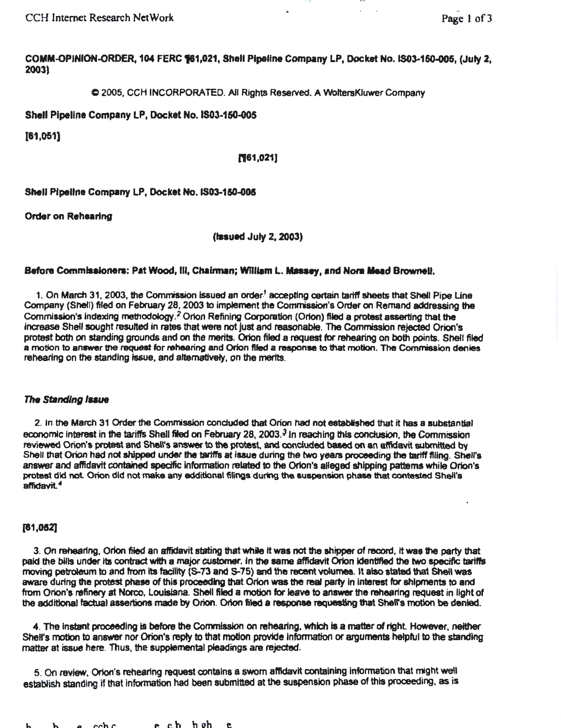**COMM-OPINION-ORDER, 104 FERC ¶61,021, Shell Pipeline Company LP, Docket No. IS03-150-005, (July 2, 2003)**

© 2005, CCH INCORPORATED. All Rights Reserved. A WoltersKluwer Company

**Shell Pipeline Company LP, Docket No. IS03-150-005**

**[61,051]**

**[¶61,021]**

**Shell Pipeline Company LP, Docket No. IS03-150-005**

**Order on Rehearing**

**(Issued July 2, 2003)**

**Before Commissioners: Pat Wood, III, Chairman; William L. Massey, and Nora Mead Brownell.**

1. On March 31, 2003, the Commission issued an order[1] accepting certain tariff sheets that Shell Pipe Line Company (Shell) filed on February 28, 2003 to implement the Commission's Order on Remand addressing the Commission's indexing methodology.[2] Orion Refining Corporation (Orion) filed a protest asserting that the increase Shell sought resulted in rates that were not just and reasonable. The Commission rejected Orion's protest both on standing grounds and on the merits. Orion filed a request for rehearing on both points. Shell filed a motion to answer the request for rehearing and Orion filed a response to that motion. The Commission denies rehearing on the standing issue, and alternatively, on the merits.

### *The Standing Issue*

2. In the March 31 Order the Commission concluded that Orion had not established that it has a substantial economic interest in the tariffs Shell filed on February 28, 2003.[3] In reaching this conclusion, the Commission reviewed Orion's protest and Shell's answer to the protest, and concluded based on an affidavit submitted by Shell that Orion had not shipped under the tariffs at issue during the two years proceeding the tariff filing. Shell's answer and affidavit contained specific information related to the Orion's alleged shipping patterns while Orion's protest did not. Orion did not make any additional filings during the suspension phase that contested Shell's affidavit.[4]

**[61,052]**

3. On rehearing, Orion filed an affidavit stating that while it was not the shipper of record, it was the party that paid the bills under its contract with a major customer. In the same affidavit Orion identified the two specific tariffs moving petroleum to and from its facility (S-73 and S-75) and the recent volumes. It also stated that Shell was aware during the protest phase of this proceeding that Orion was the real party in interest for shipments to and from Orion's refinery at Norco, Louisiana. Shell filed a motion for leave to answer the rehearing request in light of the additional factual assertions made by Orion. Orion filed a response requesting that Shell's motion be denied.

4. The instant proceeding is before the Commission on rehearing, which is a matter of right. However, neither Shell's motion to answer nor Orion's reply to that motion provide information or arguments helpful to the standing matter at issue here. Thus, the supplemental pleadings are rejected.

5. On review, Orion's rehearing request contains a sworn affidavit containing information that might well establish standing if that information had been submitted at the suspension phase of this proceeding, as is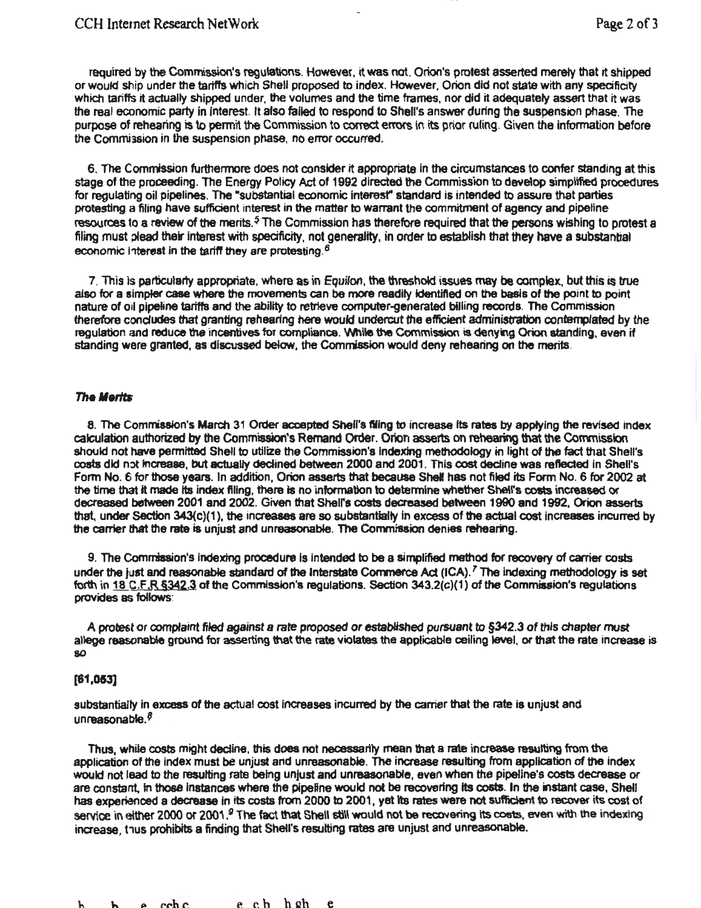required by the Commission's regulations. However, it was not. Orion's protest asserted merely that it shipped or would ship under the tariffs which Shell proposed to index. However, Orion did not state with any specificity which tariffs it actually shipped under, the volumes and the time frames, nor did it adequately assert that it was the real economic party in interest. It also failed to respond to Shell's answer during the suspension phase. The purpose of rehearing is to permit the Commission to correct errors in its prior ruling. Given the information before the Commission in the suspension phase, no error occurred.

6. The Commission furthermore does not consider it appropriate in the circumstances to confer standing at this stage of the proceeding. The Energy Policy Act of 1992 directed the Commission to develop simplified procedures for regulating oil pipelines. The "substantial economic interest" standard is intended to assure that parties protesting a filing have sufficient interest in the matter to warrant the commitment of agency and pipeline resources to a review of the merits.[5] The Commission has therefore required that the persons wishing to protest a filing must plead their interest with specificity, not generality, in order to establish that they have a substantial economic interest in the tariff they are protesting.[6]

7. This is particularly appropriate, where as in *Equilon*, the threshold issues may be complex, but this is true also for a simpler case where the movements can be more readily identified on the basis of the point to point nature of oil pipeline tariffs and the ability to retrieve computer-generated billing records. The Commission therefore concludes that granting rehearing here would undercut the efficient administration contemplated by the regulation and reduce the incentives for compliance. While the Commission is denying Orion standing, even if standing were granted, as discussed below, the Commission would deny rehearing on the merits.

### *The Merits*

8. The Commission's March 31 Order accepted Shell's filing to increase its rates by applying the revised index calculation authorized by the Commission's Remand Order. Orion asserts on rehearing that the Commission should not have permitted Shell to utilize the Commission's indexing methodology in light of the fact that Shell's costs did not increase, but actually declined between 2000 and 2001. This cost decline was reflected in Shell's Form No. 6 for those years. In addition, Orion asserts that because Shell has not filed its Form No. 6 for 2002 at the time that it made its index filing, there is no information to determine whether Shell's costs increased or decreased between 2001 and 2002. Given that Shell's costs decreased between 1990 and 1992, Orion asserts that, under Section 343(c)(1), the increases are so substantially in excess of the actual cost increases incurred by the carrier that the rate is unjust and unreasonable. The Commission denies rehearing.

9. The Commission's indexing procedure is intended to be a simplified method for recovery of carrier costs under the just and reasonable standard of the Interstate Commerce Act (ICA).[7] The indexing methodology is set forth in 18 C.F.R §342.3 of the Commission's regulations. Section 343.2(c)(1) of the Commission's regulations provides as follows:

*A protest or complaint filed against a rate proposed or established pursuant to §342.3 of this chapter must allege reasonable ground for asserting that the rate violates the applicable ceiling level, or that the rate increase is so*

**[61,053]**

*substantially in excess of the actual cost increases incurred by the carrier that the rate is unjust and unreasonable.*[8]

Thus, while costs might decline, this does not necessarily mean that a rate increase resulting from the application of the index must be unjust and unreasonable. The increase resulting from application of the index would not lead to the resulting rate being unjust and unreasonable, even when the pipeline's costs decrease or are constant, in those instances where the pipeline would not be recovering its costs. In the instant case, Shell has experienced a decrease in its costs from 2000 to 2001, yet its rates were not sufficient to recover its cost of service in either 2000 or 2001.[9] The fact that Shell still would not be recovering its costs, even with the indexing increase, thus prohibits a finding that Shell's resulting rates are unjust and unreasonable.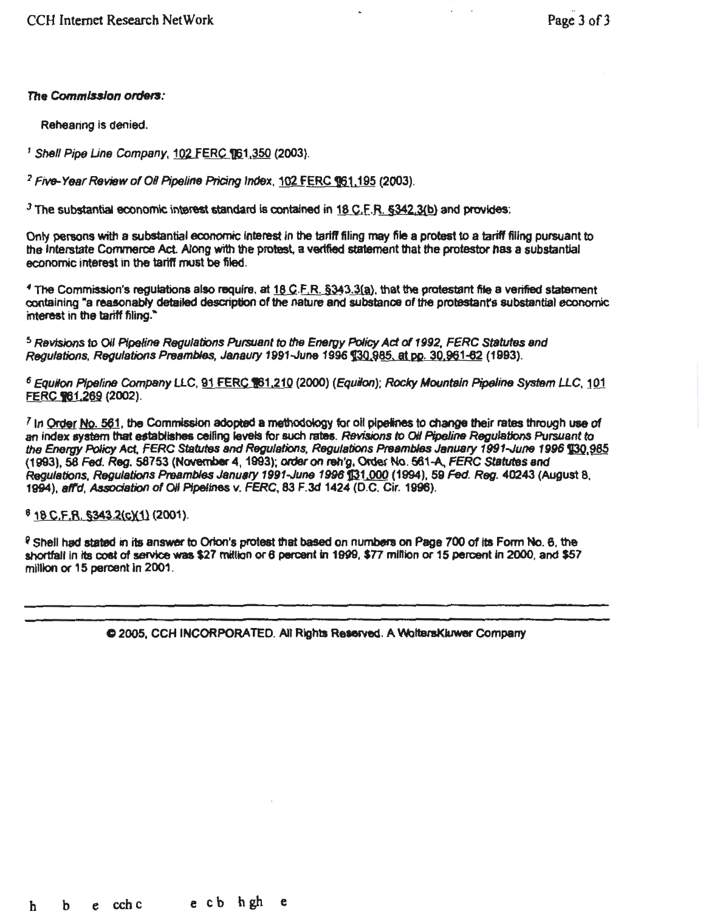***The Commission orders:***

Rehearing is denied.

[1] *Shell Pipe Line Company*, 102 FERC ¶61,350 (2003).

[2] *Five-Year Review of Oil Pipeline Pricing Index*, 102 FERC ¶61,195 (2003).

[3] The substantial economic interest standard is contained in 18 C.F.R. §342.3(b) and provides:

Only persons with a substantial economic interest in the tariff filing may file a protest to a tariff filing pursuant to the Interstate Commerce Act. Along with the protest, a verified statement that the protestor has a substantial economic interest in the tariff must be filed.

[4] The Commission's regulations also require, at 18 C.F.R. §343.3(a), that the protestant file a verified statement containing "a reasonably detailed description of the nature and substance of the protestant's substantial economic interest in the tariff filing."

[5] *Revisions to Oil Pipeline Regulations Pursuant to the Energy Policy Act of 1992, FERC Statutes and Regulations, Regulations Preambles, Janaury 1991-June 1996* ¶30,985, at pp. 30,961-62 (1993).

[6] *Equilon Pipeline Company LLC*, 91 FERC ¶61,210 (2000) (*Equilon*); *Rocky Mountain Pipeline System LLC*, 101 FERC ¶61,269 (2002).

[7] In Order No. 561, the Commission adopted a methodology for oil pipelines to change their rates through use of an index system that establishes ceiling levels for such rates. *Revisions to Oil Pipeline Regulations Pursuant to the Energy Policy Act, FERC Statutes and Regulations, Regulations Preambles January 1991-June 1996* ¶30,985 (1993), 58 *Fed. Reg.* 58753 (November 4, 1993); *order on reh'g*, Order No. 561-A, *FERC Statutes and Regulations, Regulations Preambles January 1991-June 1996* ¶31,000 (1994), 59 *Fed. Reg.* 40243 (August 8, 1994), *aff'd*, *Association of Oil Pipelines v. FERC*, 83 F.3d 1424 (D.C. Cir. 1996).

[8] 18 C.F.R. §343.2(c)(1) (2001).

[9] Shell had stated in its answer to Orion's protest that based on numbers on Page 700 of its Form No. 6, the shortfall in its cost of service was $27 million or 6 percent in 1999, $77 million or 15 percent in 2000, and $57 million or 15 percent in 2001.

© 2005, CCH INCORPORATED. All Rights Reserved. A WoltersKluwer Company